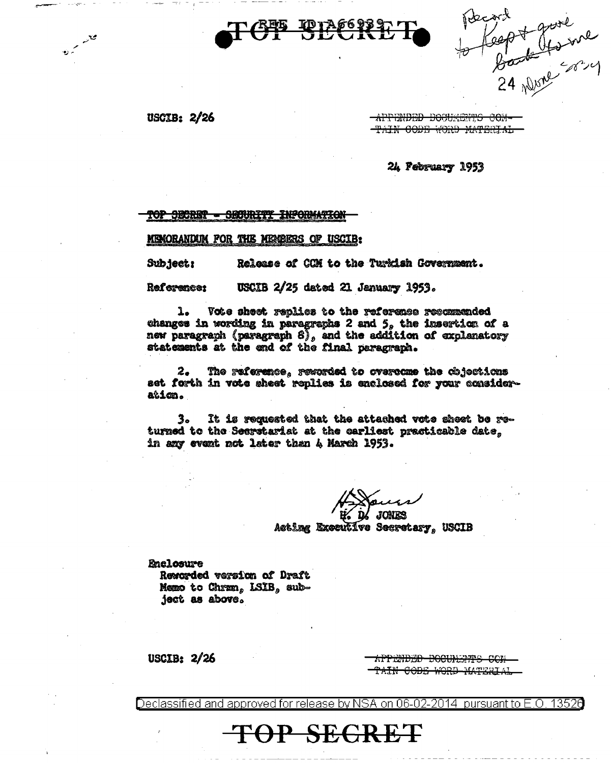TOP SECRET

Record to Keep + gave back to me 24 Mar 54

USCIB: 2/26

~~APPENDED DOCUMENTS CONTAIN CODE WORD MATERIAL~~

24 February 1953

~~TOP SECRET - SECURITY INFORMATION~~

MEMORANDUM FOR THE MEMBERS OF USCIB:

Subject: Release of CCM to the Turkish Government.

Reference: USCIB 2/25 dated 21 January 1953.

1. Vote sheet replies to the reference recommended changes in wording in paragraphs 2 and 5, the insertion of a new paragraph (paragraph 8), and the addition of explanatory statements at the end of the final paragraph.

2. The reference, reworded to overcome the objections set forth in vote sheet replies is enclosed for your consideration.

3. It is requested that the attached vote sheet be returned to the Secretariat at the earliest practicable date, in any event not later than 4 March 1953.

H. D. JONES
Acting Executive Secretary, USCIB

Enclosure
Reworded version of Draft Memo to Chrmn, LSIB, subject as above.

USCIB: 2/26

~~APPENDED DOCUMENTS CONTAIN CODE WORD MATERIAL~~

Declassified and approved for release by NSA on 06-02-2014 pursuant to E.O. 13526

TOP SECRET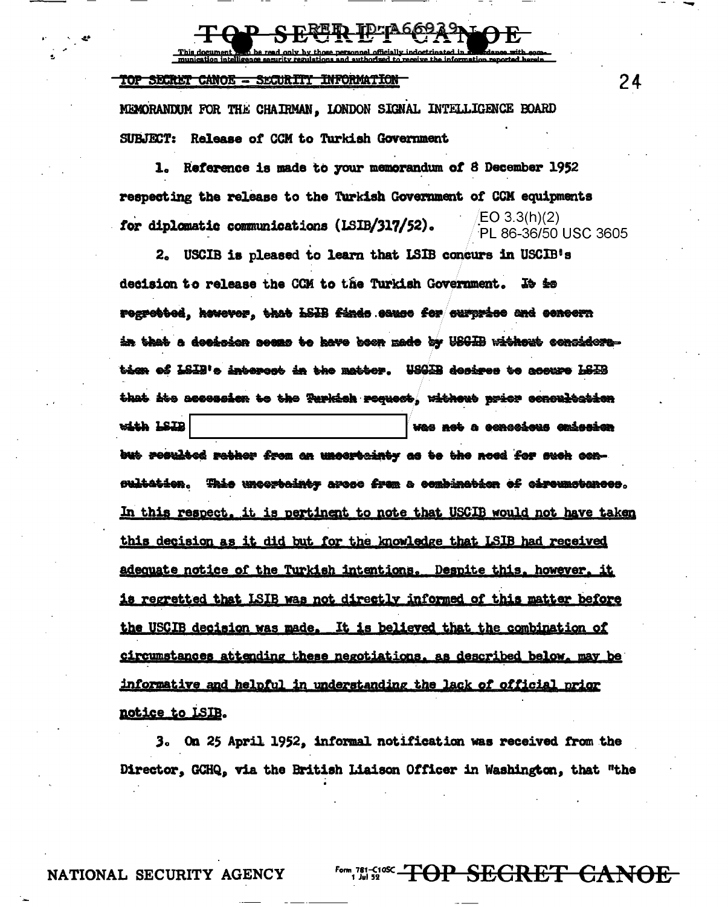TOP SECRET CANOE

This document is to be read only by those personnel officially indoctrinated in accordance with communication intelligence security regulations and authorized to receive the information reported herein.

TOP SECRET CANOE - SECURITY INFORMATION

MEMORANDUM FOR THE CHAIRMAN, LONDON SIGNAL INTELLIGENCE BOARD

SUBJECT: Release of CCM to Turkish Government

1. Reference is made to your memorandum of 8 December 1952 respecting the release to the Turkish Government of CCM equipments for diplomatic communications (LSIB/317/52).

EO 3.3(h)(2)
PL 86-36/50 USC 3605

2. USCIB is pleased to learn that LSIB concurs in USCIB's decision to release the CCM to the Turkish Government. ~~It is regretted, however, that LSIB finds cause for surprise and concern in that a decision seems to have been made by USCIB without consideration of LSIB's interest in the matter. USCIB desires to assure LSIB that its accession to the Turkish request, without prior consultation with LSIB~~ [redacted] ~~was not a conscious omission but resulted rather from an uncertainty as to the need for such consultation. This uncertainty arose from a combination of circumstances.~~ <u>In this respect, it is pertinent to note that USCIB would not have taken this decision as it did but for the knowledge that LSIB had received adequate notice of the Turkish intentions. Despite this, however, it is regretted that LSIB was not directly informed of this matter before the USCIB decision was made. It is believed that the combination of circumstances attending these negotiations, as described below, may be informative and helpful in understanding the lack of official prior notice to LSIB.</u>

3. On 25 April 1952, informal notification was received from the Director, GCHQ, via the British Liaison Officer in Washington, that "the

NATIONAL SECURITY AGENCY

TOP SECRET CANOE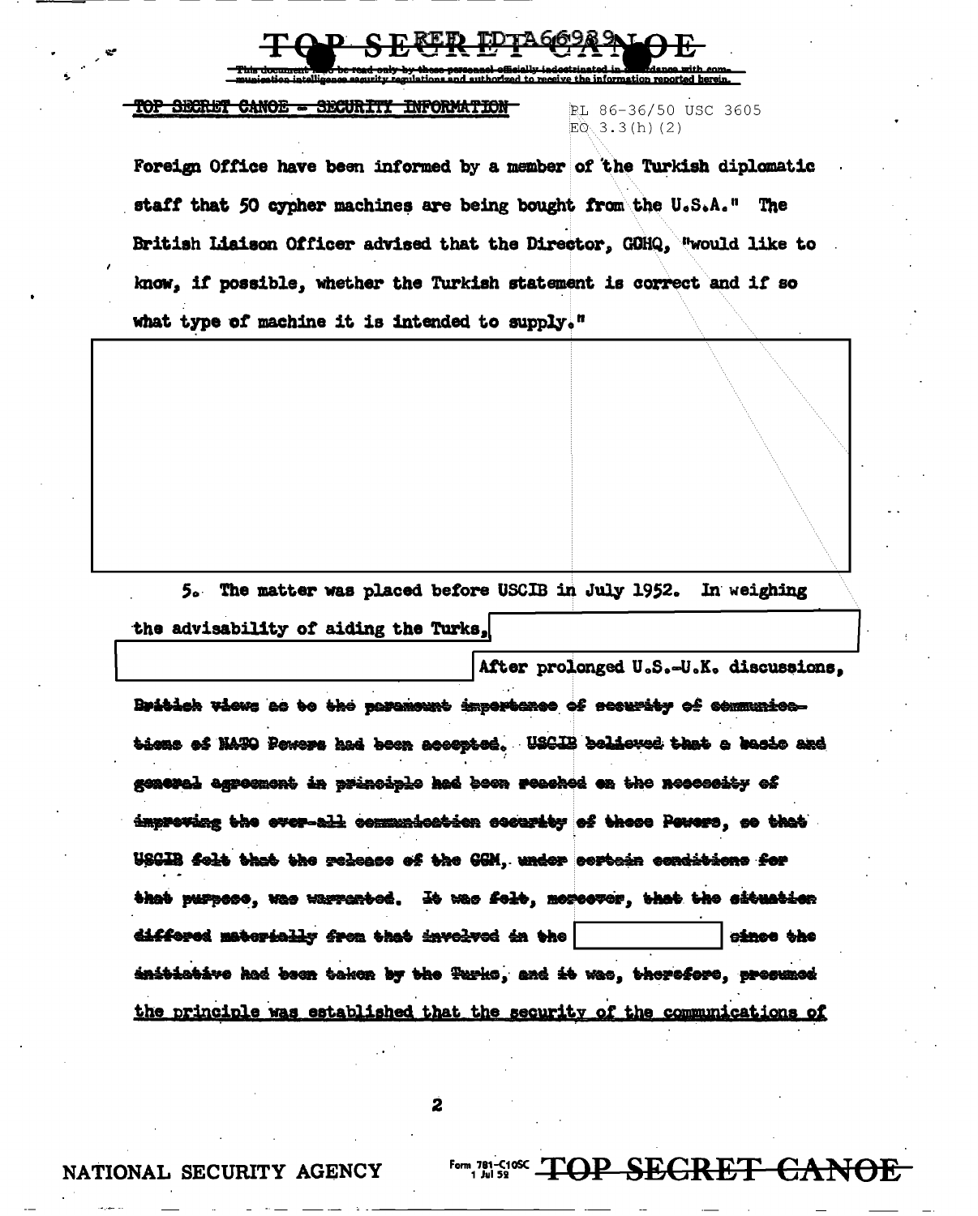TOP SECRET CANOE - SECURITY INFORMATION

PL 86-36/50 USC 3605
EO 3.3(h)(2)

Foreign Office have been informed by a member of the Turkish diplomatic staff that 50 cypher machines are being bought from the U.S.A." The British Liaison Officer advised that the Director, GCHQ, "would like to know, if possible, whether the Turkish statement is correct and if so what type of machine it is intended to supply."

5. The matter was placed before USCIB in July 1952. In weighing the advisability of aiding the Turks, After prolonged U.S.-U.K. discussions, British views as to the paramount importance of security of communications of NATO Powers had been accepted. USCIB believed that a basic and general agreement in principle had been reached on the necessity of improving the over-all communication security of these Powers, so that USCIB felt that the release of the CCM, under certain conditions for that purpose, was warranted. It was felt, moreover, that the situation differed materially from that involved in the since the initiative had been taken by the Turks, and it was, therefore, presumed the principle was established that the security of the communications of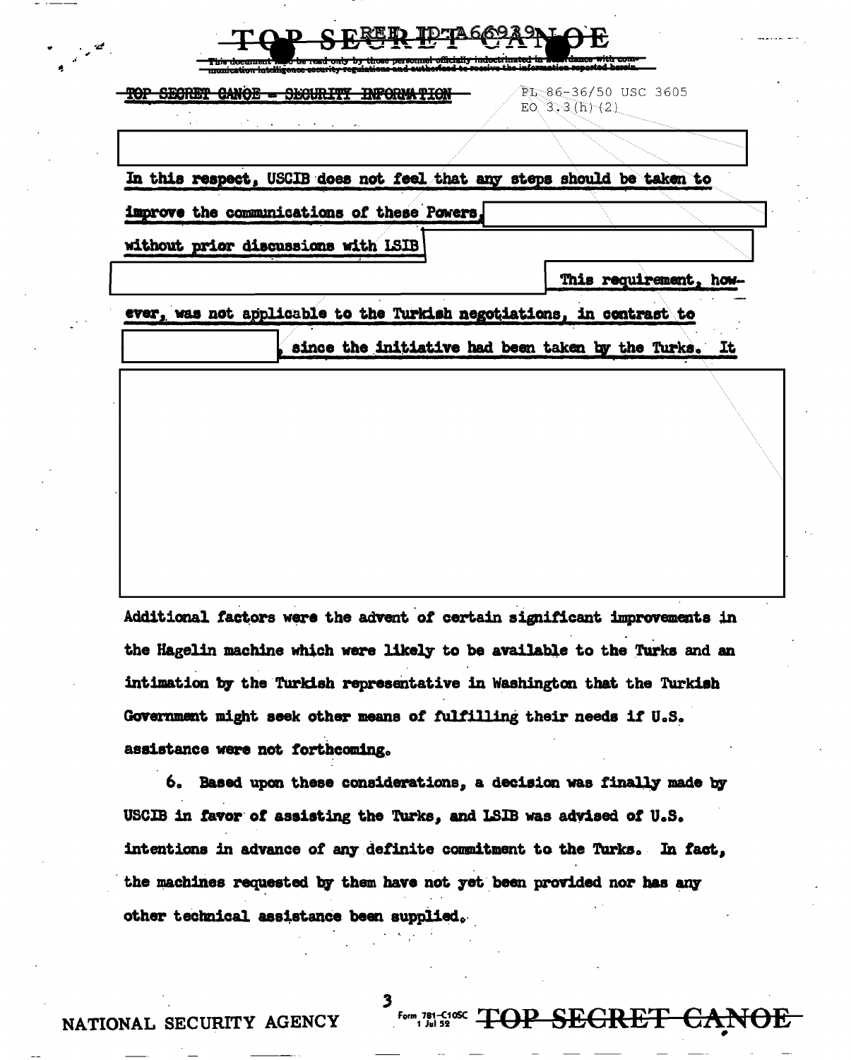TOP SECRET CANOE - SECURITY INFORMATION

PL 86-36/50 USC 3605
EO 3.3(h)(2)

In this respect, USCIB does not feel that any steps should be taken to improve the communications of these Powers, without prior discussions with LSIB This requirement, however, was not applicable to the Turkish negotiations, in contrast to , since the initiative had been taken by the Turks. It

Additional factors were the advent of certain significant improvements in the Hagelin machine which were likely to be available to the Turks and an intimation by the Turkish representative in Washington that the Turkish Government might seek other means of fulfilling their needs if U.S. assistance were not forthcoming.

6. Based upon these considerations, a decision was finally made by USCIB in favor of assisting the Turks, and LSIB was advised of U.S. intentions in advance of any definite commitment to the Turks. In fact, the machines requested by them have not yet been provided nor has any other technical assistance been supplied.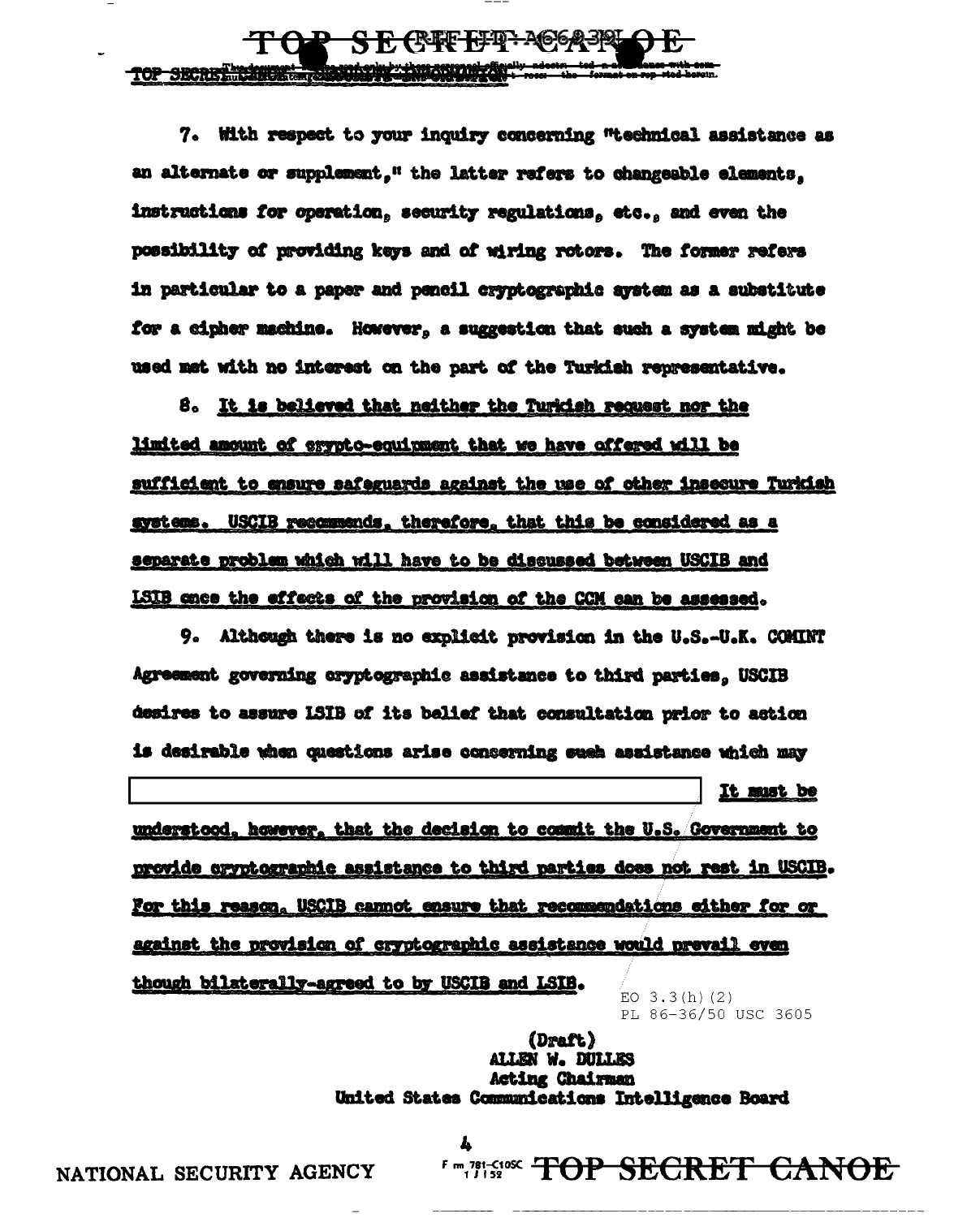7. With respect to your inquiry concerning "technical assistance as an alternate or supplement," the latter refers to changeable elements, instructions for operation, security regulations, etc., and even the possibility of providing keys and of wiring rotors. The former refers in particular to a paper and pencil cryptographic system as a substitute for a cipher machine. However, a suggestion that such a system might be used met with no interest on the part of the Turkish representative.

8. It is believed that neither the Turkish request nor the limited amount of crypto-equipment that we have offered will be sufficient to ensure safeguards against the use of other insecure Turkish systems. USCIB recommends, therefore, that this be considered as a separate problem which will have to be discussed between USCIB and LSIB once the effects of the provision of the CCM can be assessed.

9. Although there is no explicit provision in the U.S.-U.K. COMINT Agreement governing cryptographic assistance to third parties, USCIB desires to assure LSIB of its belief that consultation prior to action is desirable when questions arise concerning such assistance which may [redacted] It must be understood, however, that the decision to commit the U.S. Government to provide cryptographic assistance to third parties does not rest in USCIB. For this reason, USCIB cannot ensure that recommendations either for or against the provision of cryptographic assistance would prevail even though bilaterally-agreed to by USCIB and LSIB.

EO 3.3(h)(2)
PL 86-36/50 USC 3605

(Draft)
ALLEN W. DULLES
Acting Chairman
United States Communications Intelligence Board

NATIONAL SECURITY AGENCY